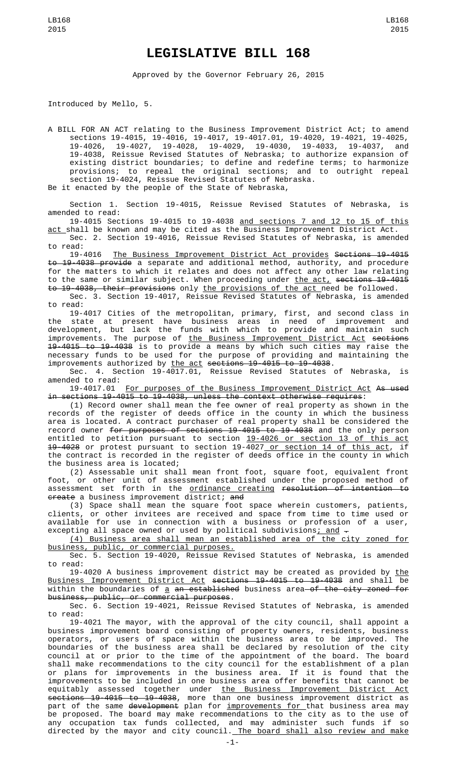# LEGISLATIVE BILL 168

Approved by the Governor February 26, 2015

Introduced by Mello, 5.

A BILL FOR AN ACT relating to the Business Improvement District Act; to amend sections 19-4015, 19-4016, 19-4017, 19-4017.01, 19-4020, 19-4021, 19-4025, 19-4026, 19-4027, 19-4028, 19-4029, 19-4030, 19-4033, 19-4037, and 19-4038, Reissue Revised Statutes of Nebraska; to authorize expansion of existing district boundaries; to define and redefine terms; to harmonize provisions; to repeal the original sections; and to outright repeal section 19-4024, Reissue Revised Statutes of Nebraska.

Be it enacted by the people of the State of Nebraska,

Section 1. Section 19-4015, Reissue Revised Statutes of Nebraska, is amended to read:

19-4015 Sections 19-4015 to 19-4038 and sections 7 and 12 to 15 of this act shall be known and may be cited as the Business Improvement District Act.

Sec. 2. Section 19-4016, Reissue Revised Statutes of Nebraska, is amended to read:

19-4016 The Business Improvement District Act provides ~~Sections 19-4015 to 19-4038 provide~~ a separate and additional method, authority, and procedure for the matters to which it relates and does not affect any other law relating to the same or similar subject. When proceeding under the act, ~~sections 19-4015 to 19-4038, their provisions~~ only the provisions of the act need be followed.

Sec. 3. Section 19-4017, Reissue Revised Statutes of Nebraska, is amended to read:

19-4017 Cities of the metropolitan, primary, first, and second class in the state at present have business areas in need of improvement and development, but lack the funds with which to provide and maintain such improvements. The purpose of the Business Improvement District Act ~~sections 19-4015 to 19-4038~~ is to provide a means by which such cities may raise the necessary funds to be used for the purpose of providing and maintaining the improvements authorized by the act ~~sections 19-4015 to 19-4038~~.

Sec. 4. Section 19-4017.01, Reissue Revised Statutes of Nebraska, is amended to read:

19-4017.01 For purposes of the Business Improvement District Act ~~As used in sections 19-4015 to 19-4038, unless the context otherwise requires~~:

(1) Record owner shall mean the fee owner of real property as shown in the records of the register of deeds office in the county in which the business area is located. A contract purchaser of real property shall be considered the record owner ~~for purposes of sections 19-4015 to 19-4038~~ and the only person entitled to petition pursuant to section 19-4026 or section 13 of this act ~~19-4028~~ or protest pursuant to section 19-4027 or section 14 of this act, if the contract is recorded in the register of deeds office in the county in which the business area is located;

(2) Assessable unit shall mean front foot, square foot, equivalent front foot, or other unit of assessment established under the proposed method of assessment set forth in the ordinance creating ~~resolution of intention to create~~ a business improvement district; ~~and~~

(3) Space shall mean the square foot space wherein customers, patients, clients, or other invitees are received and space from time to time used or available for use in connection with a business or profession of a user, excepting all space owned or used by political subdivisions; and ~~.~~

(4) Business area shall mean an established area of the city zoned for business, public, or commercial purposes.

Sec. 5. Section 19-4020, Reissue Revised Statutes of Nebraska, is amended to read:

19-4020 A business improvement district may be created as provided by the Business Improvement District Act ~~sections 19-4015 to 19-4038~~ and shall be within the boundaries of a ~~an established~~ business area ~~of the city zoned for business, public, or commercial purposes~~.

Sec. 6. Section 19-4021, Reissue Revised Statutes of Nebraska, is amended to read:

19-4021 The mayor, with the approval of the city council, shall appoint a business improvement board consisting of property owners, residents, business operators, or users of space within the business area to be improved. The boundaries of the business area shall be declared by resolution of the city council at or prior to the time of the appointment of the board. The board shall make recommendations to the city council for the establishment of a plan or plans for improvements in the business area. If it is found that the improvements to be included in one business area offer benefits that cannot be equitably assessed together under the Business Improvement District Act ~~sections 19-4015 to 19-4038~~, more than one business improvement district as part of the same ~~development~~ plan for improvements for that business area may be proposed. The board may make recommendations to the city as to the use of any occupation tax funds collected, and may administer such funds if so directed by the mayor and city council. The board shall also review and make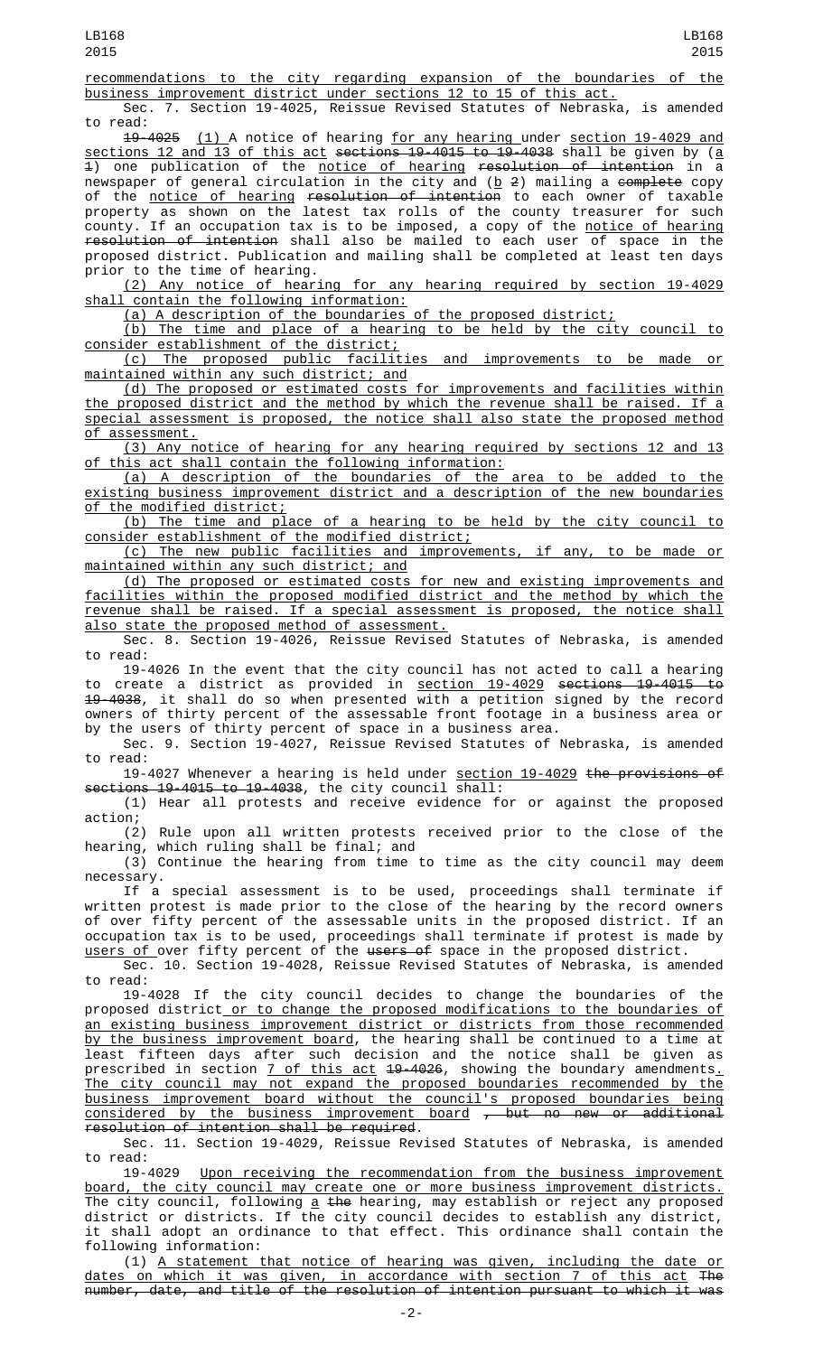recommendations to the city regarding expansion of the boundaries of the business improvement district under sections 12 to 15 of this act.

Sec. 7. Section 19-4025, Reissue Revised Statutes of Nebraska, is amended to read:

19-4025 (1) A notice of hearing for any hearing under section 19-4029 and sections 12 and 13 of this act sections 19-4015 to 19-4038 shall be given by (a 1) one publication of the notice of hearing resolution of intention in a newspaper of general circulation in the city and (b 2) mailing a complete copy of the notice of hearing resolution of intention to each owner of taxable property as shown on the latest tax rolls of the county treasurer for such county. If an occupation tax is to be imposed, a copy of the notice of hearing resolution of intention shall also be mailed to each user of space in the proposed district. Publication and mailing shall be completed at least ten days prior to the time of hearing.

(2) Any notice of hearing for any hearing required by section 19-4029 shall contain the following information:

(a) A description of the boundaries of the proposed district;

(b) The time and place of a hearing to be held by the city council to consider establishment of the district;

(c) The proposed public facilities and improvements to be made or maintained within any such district; and

(d) The proposed or estimated costs for improvements and facilities within the proposed district and the method by which the revenue shall be raised. If a special assessment is proposed, the notice shall also state the proposed method of assessment.

(3) Any notice of hearing for any hearing required by sections 12 and 13 of this act shall contain the following information:

(a) A description of the boundaries of the area to be added to the existing business improvement district and a description of the new boundaries of the modified district;

(b) The time and place of a hearing to be held by the city council to consider establishment of the modified district;

(c) The new public facilities and improvements, if any, to be made or maintained within any such district; and

(d) The proposed or estimated costs for new and existing improvements and facilities within the proposed modified district and the method by which the revenue shall be raised. If a special assessment is proposed, the notice shall also state the proposed method of assessment.

Sec. 8. Section 19-4026, Reissue Revised Statutes of Nebraska, is amended to read:

19-4026 In the event that the city council has not acted to call a hearing to create a district as provided in section 19-4029 sections 19-4015 to 19-4038, it shall do so when presented with a petition signed by the record owners of thirty percent of the assessable front footage in a business area or by the users of thirty percent of space in a business area.

Sec. 9. Section 19-4027, Reissue Revised Statutes of Nebraska, is amended to read:

19-4027 Whenever a hearing is held under section 19-4029 the provisions of sections 19-4015 to 19-4038, the city council shall:

(1) Hear all protests and receive evidence for or against the proposed action;

(2) Rule upon all written protests received prior to the close of the hearing, which ruling shall be final; and

(3) Continue the hearing from time to time as the city council may deem necessary.

If a special assessment is to be used, proceedings shall terminate if written protest is made prior to the close of the hearing by the record owners of over fifty percent of the assessable units in the proposed district. If an occupation tax is to be used, proceedings shall terminate if protest is made by users of over fifty percent of the users of space in the proposed district.

Sec. 10. Section 19-4028, Reissue Revised Statutes of Nebraska, is amended to read:

19-4028 If the city council decides to change the boundaries of the proposed district or to change the proposed modifications to the boundaries of an existing business improvement district or districts from those recommended by the business improvement board, the hearing shall be continued to a time at least fifteen days after such decision and the notice shall be given as prescribed in section 7 of this act 19-4026, showing the boundary amendments. The city council may not expand the proposed boundaries recommended by the business improvement board without the council's proposed boundaries being considered by the business improvement board , but no new or additional resolution of intention shall be required.

Sec. 11. Section 19-4029, Reissue Revised Statutes of Nebraska, is amended to read:

19-4029 Upon receiving the recommendation from the business improvement board, the city council may create one or more business improvement districts. The city council, following a the hearing, may establish or reject any proposed district or districts. If the city council decides to establish any district, it shall adopt an ordinance to that effect. This ordinance shall contain the following information:

(1) A statement that notice of hearing was given, including the date or dates on which it was given, in accordance with section 7 of this act The number, date, and title of the resolution of intention pursuant to which it was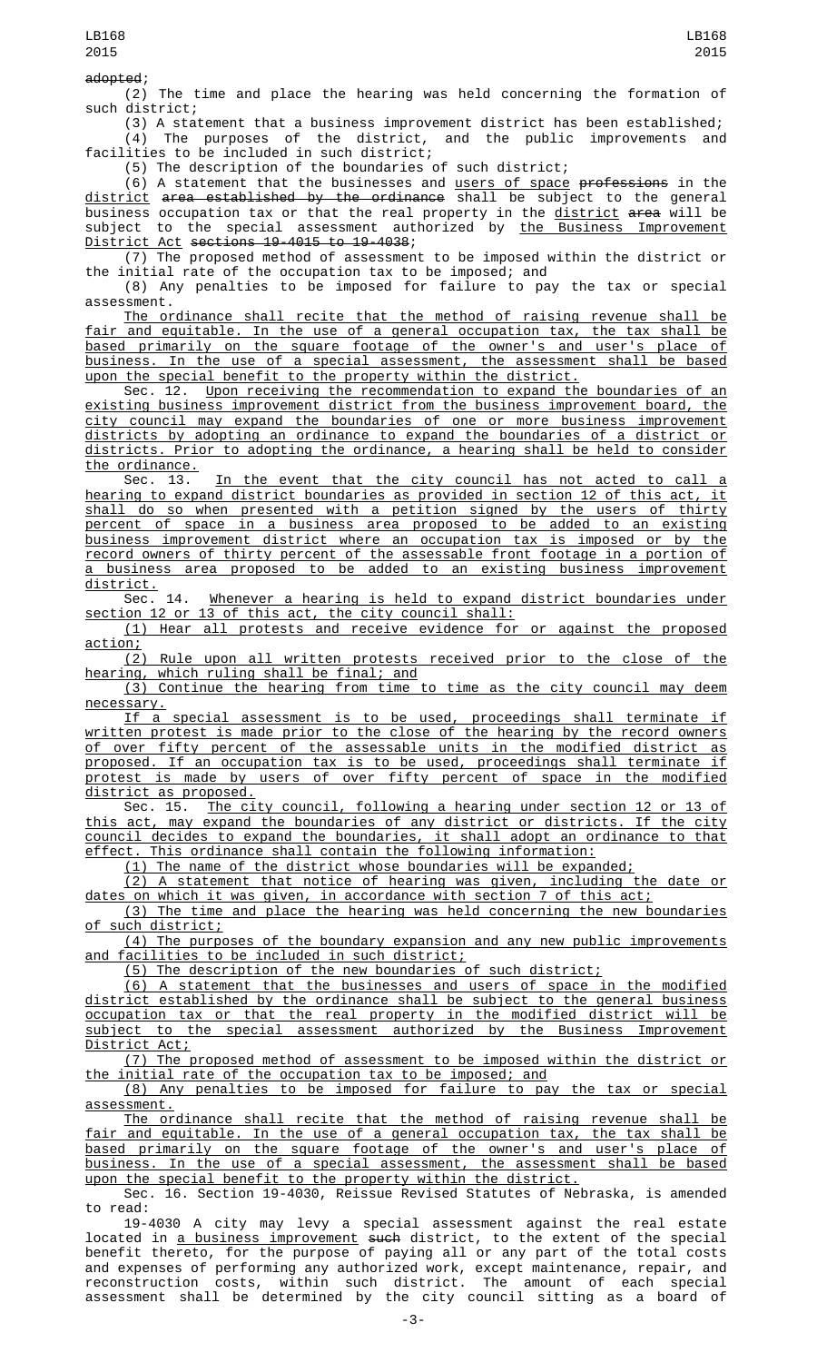adopted;

(2) The time and place the hearing was held concerning the formation of such district;

(3) A statement that a business improvement district has been established;

(4) The purposes of the district, and the public improvements and facilities to be included in such district;

(5) The description of the boundaries of such district;

(6) A statement that the businesses and users of space professions in the district area established by the ordinance shall be subject to the general business occupation tax or that the real property in the district area will be subject to the special assessment authorized by the Business Improvement District Act sections 19-4015 to 19-4038;

(7) The proposed method of assessment to be imposed within the district or the initial rate of the occupation tax to be imposed; and

(8) Any penalties to be imposed for failure to pay the tax or special assessment.

The ordinance shall recite that the method of raising revenue shall be fair and equitable. In the use of a general occupation tax, the tax shall be based primarily on the square footage of the owner's and user's place of business. In the use of a special assessment, the assessment shall be based upon the special benefit to the property within the district.

Sec. 12. Upon receiving the recommendation to expand the boundaries of an existing business improvement district from the business improvement board, the city council may expand the boundaries of one or more business improvement districts by adopting an ordinance to expand the boundaries of a district or districts. Prior to adopting the ordinance, a hearing shall be held to consider the ordinance.

Sec. 13. In the event that the city council has not acted to call a hearing to expand district boundaries as provided in section 12 of this act, it shall do so when presented with a petition signed by the users of thirty percent of space in a business area proposed to be added to an existing business improvement district where an occupation tax is imposed or by the record owners of thirty percent of the assessable front footage in a portion of a business area proposed to be added to an existing business improvement district.

Sec. 14. Whenever a hearing is held to expand district boundaries under section 12 or 13 of this act, the city council shall:

(1) Hear all protests and receive evidence for or against the proposed action;

(2) Rule upon all written protests received prior to the close of the hearing, which ruling shall be final; and

(3) Continue the hearing from time to time as the city council may deem necessary.

If a special assessment is to be used, proceedings shall terminate if written protest is made prior to the close of the hearing by the record owners of over fifty percent of the assessable units in the modified district as proposed. If an occupation tax is to be used, proceedings shall terminate if protest is made by users of over fifty percent of space in the modified district as proposed.

Sec. 15. The city council, following a hearing under section 12 or 13 of this act, may expand the boundaries of any district or districts. If the city council decides to expand the boundaries, it shall adopt an ordinance to that effect. This ordinance shall contain the following information:

(1) The name of the district whose boundaries will be expanded;

(2) A statement that notice of hearing was given, including the date or dates on which it was given, in accordance with section 7 of this act;

(3) The time and place the hearing was held concerning the new boundaries of such district;

(4) The purposes of the boundary expansion and any new public improvements and facilities to be included in such district;

(5) The description of the new boundaries of such district;

(6) A statement that the businesses and users of space in the modified district established by the ordinance shall be subject to the general business occupation tax or that the real property in the modified district will be subject to the special assessment authorized by the Business Improvement District Act;

(7) The proposed method of assessment to be imposed within the district or the initial rate of the occupation tax to be imposed; and

(8) Any penalties to be imposed for failure to pay the tax or special assessment.

The ordinance shall recite that the method of raising revenue shall be fair and equitable. In the use of a general occupation tax, the tax shall be based primarily on the square footage of the owner's and user's place of business. In the use of a special assessment, the assessment shall be based upon the special benefit to the property within the district.

Sec. 16. Section 19-4030, Reissue Revised Statutes of Nebraska, is amended to read:

19-4030 A city may levy a special assessment against the real estate located in a business improvement such district, to the extent of the special benefit thereto, for the purpose of paying all or any part of the total costs and expenses of performing any authorized work, except maintenance, repair, and reconstruction costs, within such district. The amount of each special assessment shall be determined by the city council sitting as a board of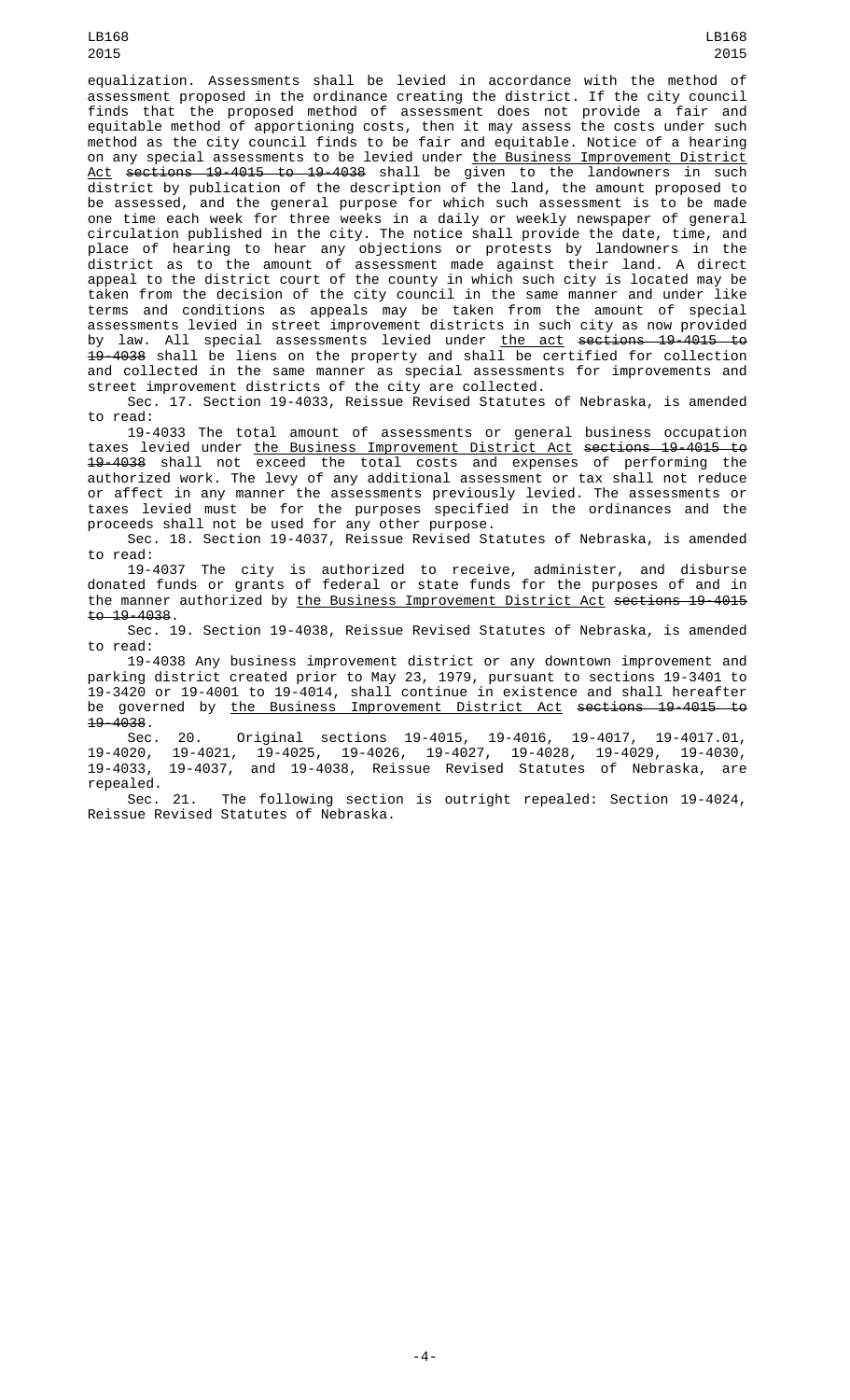equalization. Assessments shall be levied in accordance with the method of assessment proposed in the ordinance creating the district. If the city council finds that the proposed method of assessment does not provide a fair and equitable method of apportioning costs, then it may assess the costs under such method as the city council finds to be fair and equitable. Notice of a hearing on any special assessments to be levied under the Business Improvement District Act ~~sections 19-4015 to 19-4038~~ shall be given to the landowners in such district by publication of the description of the land, the amount proposed to be assessed, and the general purpose for which such assessment is to be made one time each week for three weeks in a daily or weekly newspaper of general circulation published in the city. The notice shall provide the date, time, and place of hearing to hear any objections or protests by landowners in the district as to the amount of assessment made against their land. A direct appeal to the district court of the county in which such city is located may be taken from the decision of the city council in the same manner and under like terms and conditions as appeals may be taken from the amount of special assessments levied in street improvement districts in such city as now provided by law. All special assessments levied under the act ~~sections 19-4015 to 19-4038~~ shall be liens on the property and shall be certified for collection and collected in the same manner as special assessments for improvements and street improvement districts of the city are collected.

Sec. 17. Section 19-4033, Reissue Revised Statutes of Nebraska, is amended to read:

19-4033 The total amount of assessments or general business occupation taxes levied under the Business Improvement District Act ~~sections 19-4015 to 19-4038~~ shall not exceed the total costs and expenses of performing the authorized work. The levy of any additional assessment or tax shall not reduce or affect in any manner the assessments previously levied. The assessments or taxes levied must be for the purposes specified in the ordinances and the proceeds shall not be used for any other purpose.

Sec. 18. Section 19-4037, Reissue Revised Statutes of Nebraska, is amended to read:

19-4037 The city is authorized to receive, administer, and disburse donated funds or grants of federal or state funds for the purposes of and in the manner authorized by the Business Improvement District Act ~~sections 19-4015 to 19-4038~~.

Sec. 19. Section 19-4038, Reissue Revised Statutes of Nebraska, is amended to read:

19-4038 Any business improvement district or any downtown improvement and parking district created prior to May 23, 1979, pursuant to sections 19-3401 to 19-3420 or 19-4001 to 19-4014, shall continue in existence and shall hereafter be governed by the Business Improvement District Act ~~sections 19-4015 to 19-4038~~.

Sec. 20. Original sections 19-4015, 19-4016, 19-4017, 19-4017.01, 19-4020, 19-4021, 19-4025, 19-4026, 19-4027, 19-4028, 19-4029, 19-4030, 19-4033, 19-4037, and 19-4038, Reissue Revised Statutes of Nebraska, are repealed.

Sec. 21. The following section is outright repealed: Section 19-4024, Reissue Revised Statutes of Nebraska.